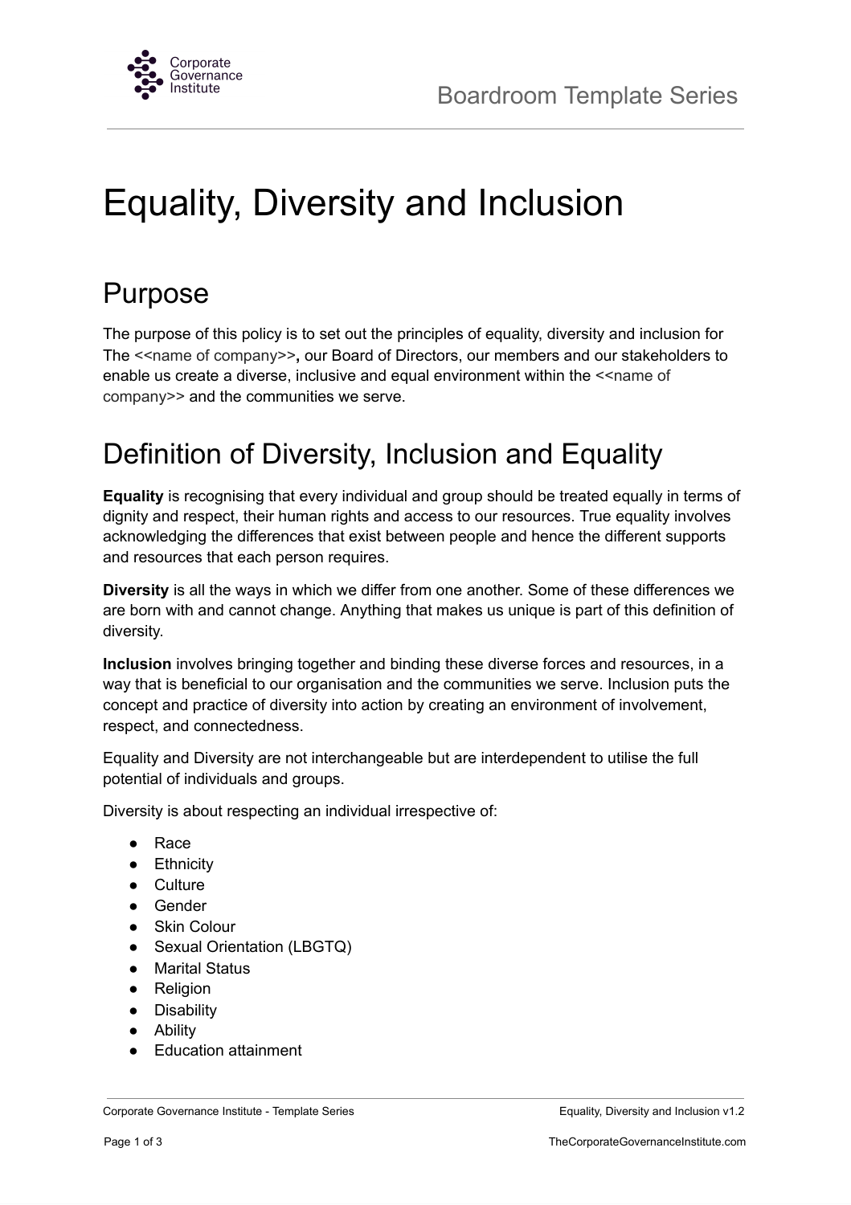# Equality, Diversity and Inclusion

## Purpose

The purpose of this policy is to set out the principles of equality, diversity and inclusion for The <<name of company>>, our Board of Directors, our members and our stakeholders to enable us create a diverse, inclusive and equal environment within the <<name of company>> and the communities we serve.

## Definition of Diversity, Inclusion and Equality

**Equality** is recognising that every individual and group should be treated equally in terms of dignity and respect, their human rights and access to our resources. True equality involves acknowledging the differences that exist between people and hence the different supports and resources that each person requires.

**Diversity** is all the ways in which we differ from one another. Some of these differences we are born with and cannot change. Anything that makes us unique is part of this definition of diversity.

**Inclusion** involves bringing together and binding these diverse forces and resources, in a way that is beneficial to our organisation and the communities we serve. Inclusion puts the concept and practice of diversity into action by creating an environment of involvement, respect, and connectedness.

Equality and Diversity are not interchangeable but are interdependent to utilise the full potential of individuals and groups.

Diversity is about respecting an individual irrespective of:

- Race
- Ethnicity
- Culture
- Gender
- Skin Colour
- Sexual Orientation (LBGTQ)
- Marital Status
- Religion
- Disability
- Ability
- Education attainment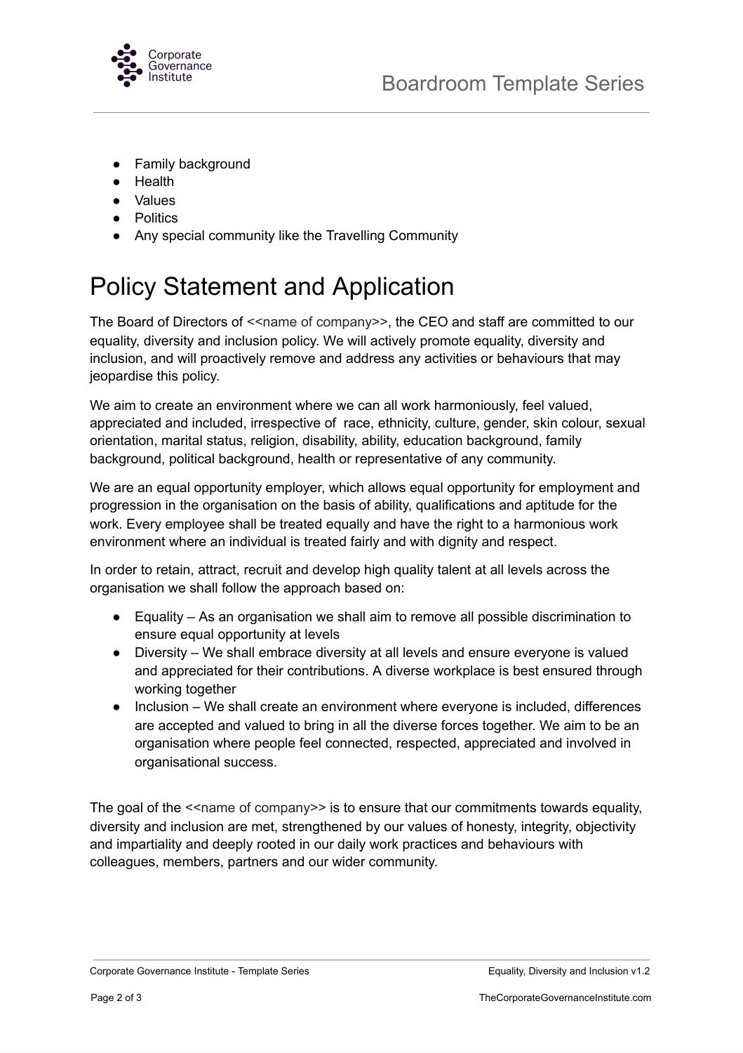- Family background
- Health
- Values
- Politics
- Any special community like the Travelling Community

# Policy Statement and Application

The Board of Directors of <<name of company>>, the CEO and staff are committed to our equality, diversity and inclusion policy. We will actively promote equality, diversity and inclusion, and will proactively remove and address any activities or behaviours that may jeopardise this policy.

We aim to create an environment where we can all work harmoniously, feel valued, appreciated and included, irrespective of race, ethnicity, culture, gender, skin colour, sexual orientation, marital status, religion, disability, ability, education background, family background, political background, health or representative of any community.

We are an equal opportunity employer, which allows equal opportunity for employment and progression in the organisation on the basis of ability, qualifications and aptitude for the work. Every employee shall be treated equally and have the right to a harmonious work environment where an individual is treated fairly and with dignity and respect.

In order to retain, attract, recruit and develop high quality talent at all levels across the organisation we shall follow the approach based on:

- Equality – As an organisation we shall aim to remove all possible discrimination to ensure equal opportunity at levels
- Diversity – We shall embrace diversity at all levels and ensure everyone is valued and appreciated for their contributions. A diverse workplace is best ensured through working together
- Inclusion – We shall create an environment where everyone is included, differences are accepted and valued to bring in all the diverse forces together. We aim to be an organisation where people feel connected, respected, appreciated and involved in organisational success.

The goal of the <<name of company>> is to ensure that our commitments towards equality, diversity and inclusion are met, strengthened by our values of honesty, integrity, objectivity and impartiality and deeply rooted in our daily work practices and behaviours with colleagues, members, partners and our wider community.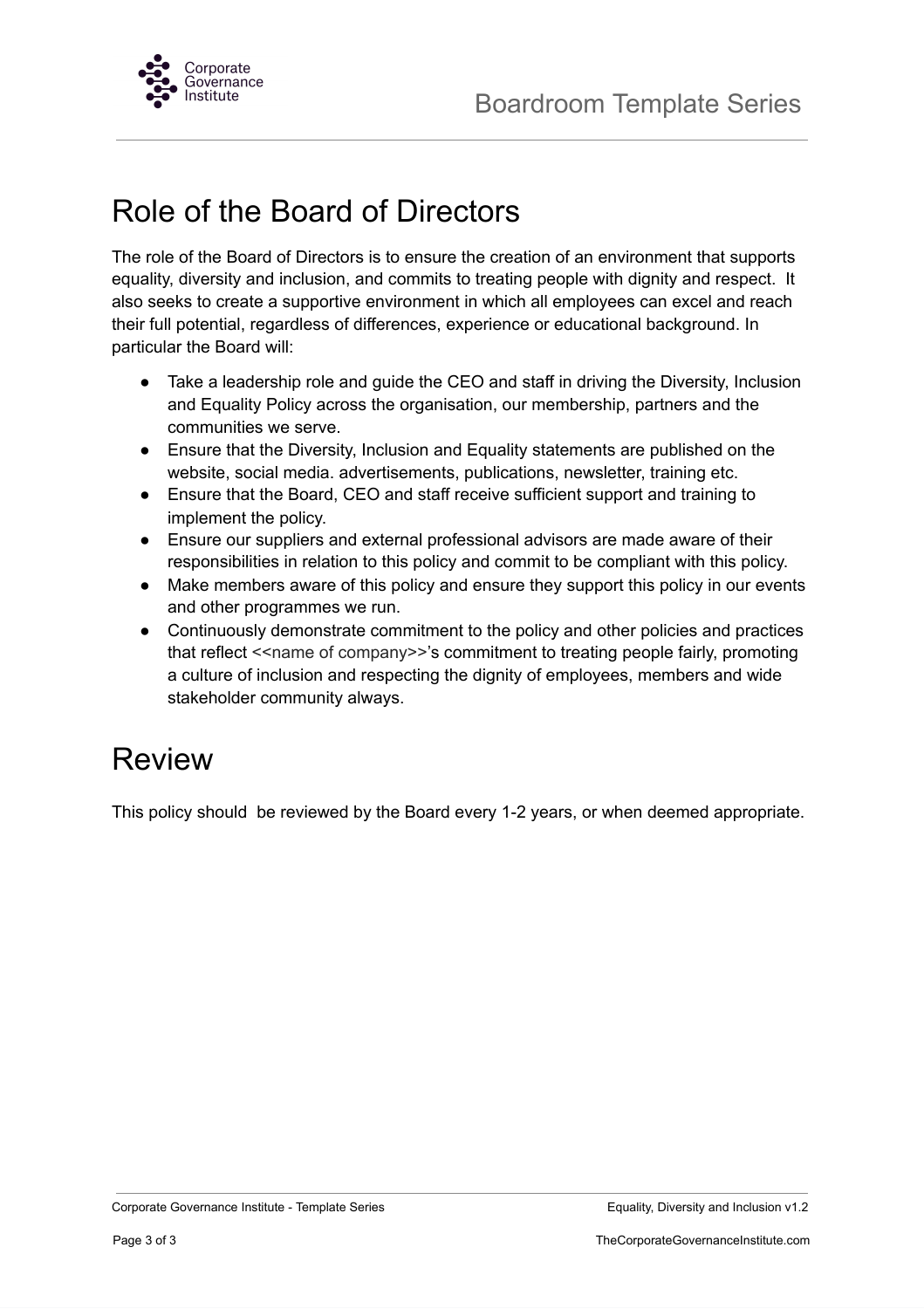# Role of the Board of Directors

The role of the Board of Directors is to ensure the creation of an environment that supports equality, diversity and inclusion, and commits to treating people with dignity and respect.  It also seeks to create a supportive environment in which all employees can excel and reach their full potential, regardless of differences, experience or educational background. In particular the Board will:

- Take a leadership role and guide the CEO and staff in driving the Diversity, Inclusion and Equality Policy across the organisation, our membership, partners and the communities we serve.
- Ensure that the Diversity, Inclusion and Equality statements are published on the website, social media. advertisements, publications, newsletter, training etc.
- Ensure that the Board, CEO and staff receive sufficient support and training to implement the policy.
- Ensure our suppliers and external professional advisors are made aware of their responsibilities in relation to this policy and commit to be compliant with this policy.
- Make members aware of this policy and ensure they support this policy in our events and other programmes we run.
- Continuously demonstrate commitment to the policy and other policies and practices that reflect <<name of company>>'s commitment to treating people fairly, promoting a culture of inclusion and respecting the dignity of employees, members and wide stakeholder community always.

# Review

This policy should  be reviewed by the Board every 1-2 years, or when deemed appropriate.